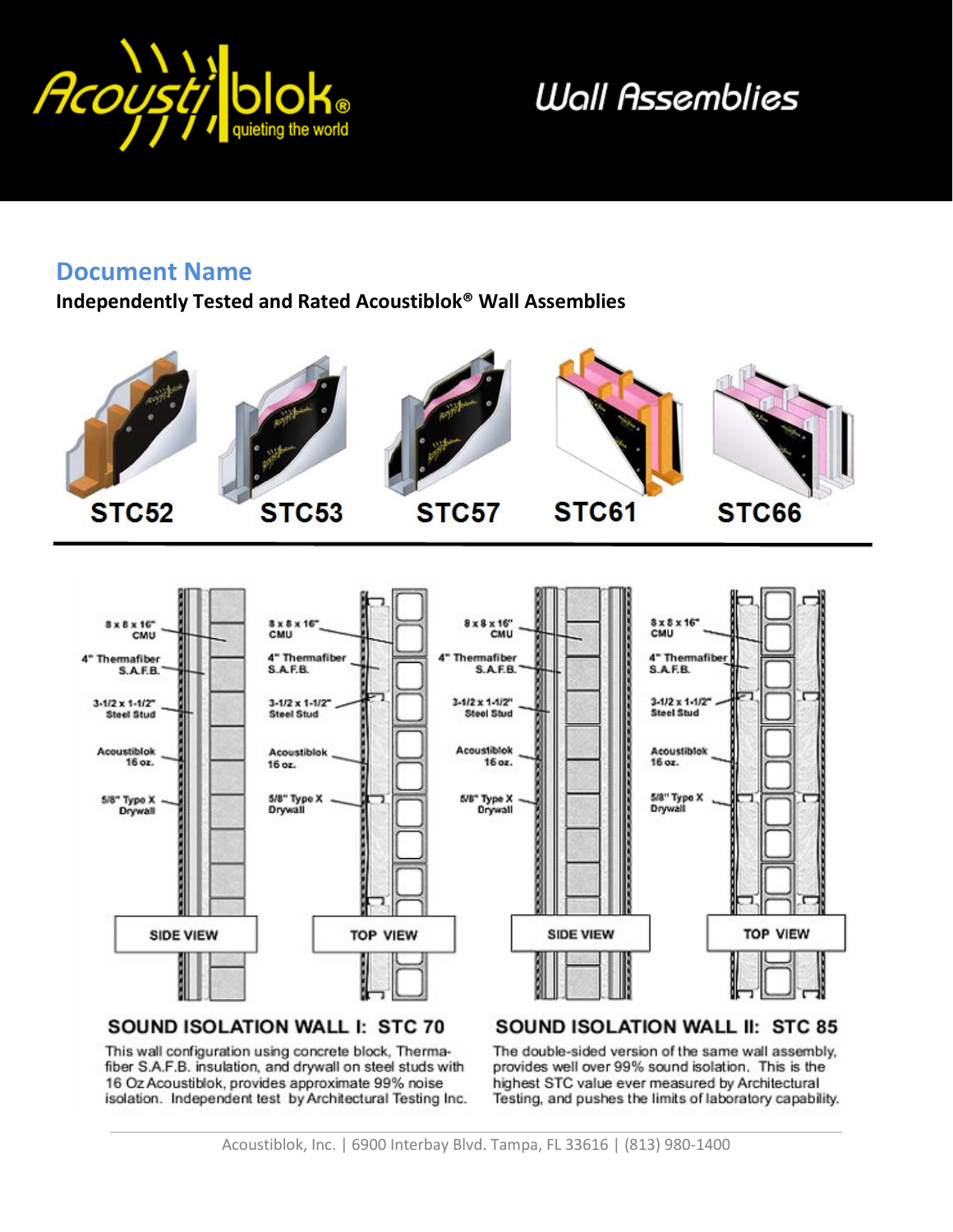# Wall Assemblies

## Document Name

**Independently Tested and Rated Acoustiblok® Wall Assemblies**

STC52

STC53

STC57

STC61

STC66

8 x 8 x 16" CMU

4" Thermafiber S.A.F.B.

3-1/2 x 1-1/2" Steel Stud

Acoustiblok 16 oz.

5/8" Type X Drywall

SIDE VIEW

TOP VIEW

### SOUND ISOLATION WALL I: STC 70

This wall configuration using concrete block, Therma-fiber S.A.F.B. insulation, and drywall on steel studs with 16 Oz Acoustiblok, provides approximate 99% noise isolation. Independent test by Architectural Testing Inc.

### SOUND ISOLATION WALL II: STC 85

The double-sided version of the same wall assembly, provides well over 99% sound isolation. This is the highest STC value ever measured by Architectural Testing, and pushes the limits of laboratory capability.

Acoustiblok, Inc. | 6900 Interbay Blvd. Tampa, FL 33616 | (813) 980-1400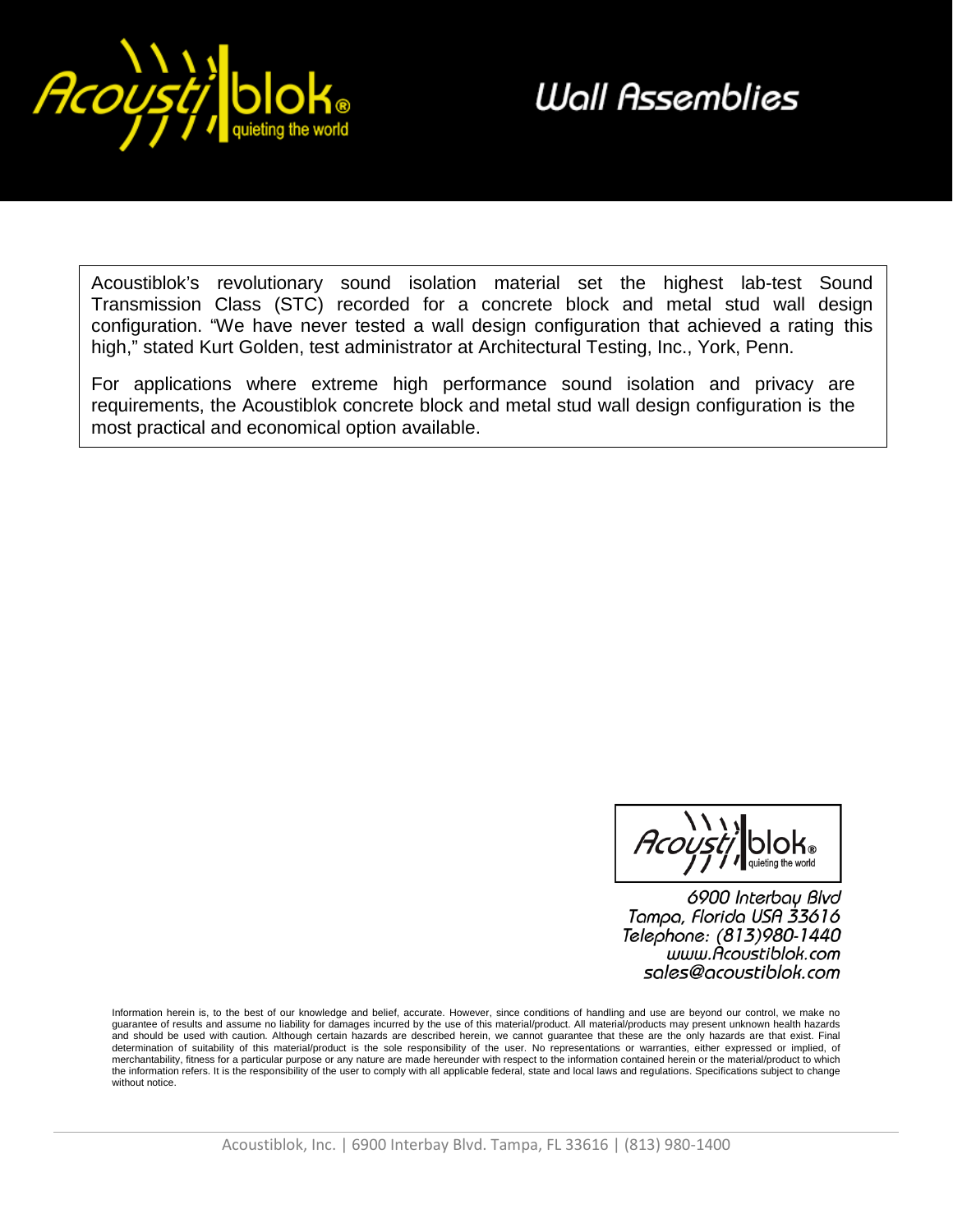# Wall Assemblies

Acoustiblok's revolutionary sound isolation material set the highest lab-test Sound Transmission Class (STC) recorded for a concrete block and metal stud wall design configuration. "We have never tested a wall design configuration that achieved a rating this high," stated Kurt Golden, test administrator at Architectural Testing, Inc., York, Penn.

For applications where extreme high performance sound isolation and privacy are requirements, the Acoustiblok concrete block and metal stud wall design configuration is the most practical and economical option available.

6900 Interbay Blvd
Tampa, Florida USA 33616
Telephone: (813)980-1440
www.Acoustiblok.com
sales@acoustiblok.com

Information herein is, to the best of our knowledge and belief, accurate. However, since conditions of handling and use are beyond our control, we make no guarantee of results and assume no liability for damages incurred by the use of this material/product. All material/products may present unknown health hazards and should be used with caution. Although certain hazards are described herein, we cannot guarantee that these are the only hazards are that exist. Final determination of suitability of this material/product is the sole responsibility of the user. No representations or warranties, either expressed or implied, of merchantability, fitness for a particular purpose or any nature are made hereunder with respect to the information contained herein or the material/product to which the information refers. It is the responsibility of the user to comply with all applicable federal, state and local laws and regulations. Specifications subject to change without notice.